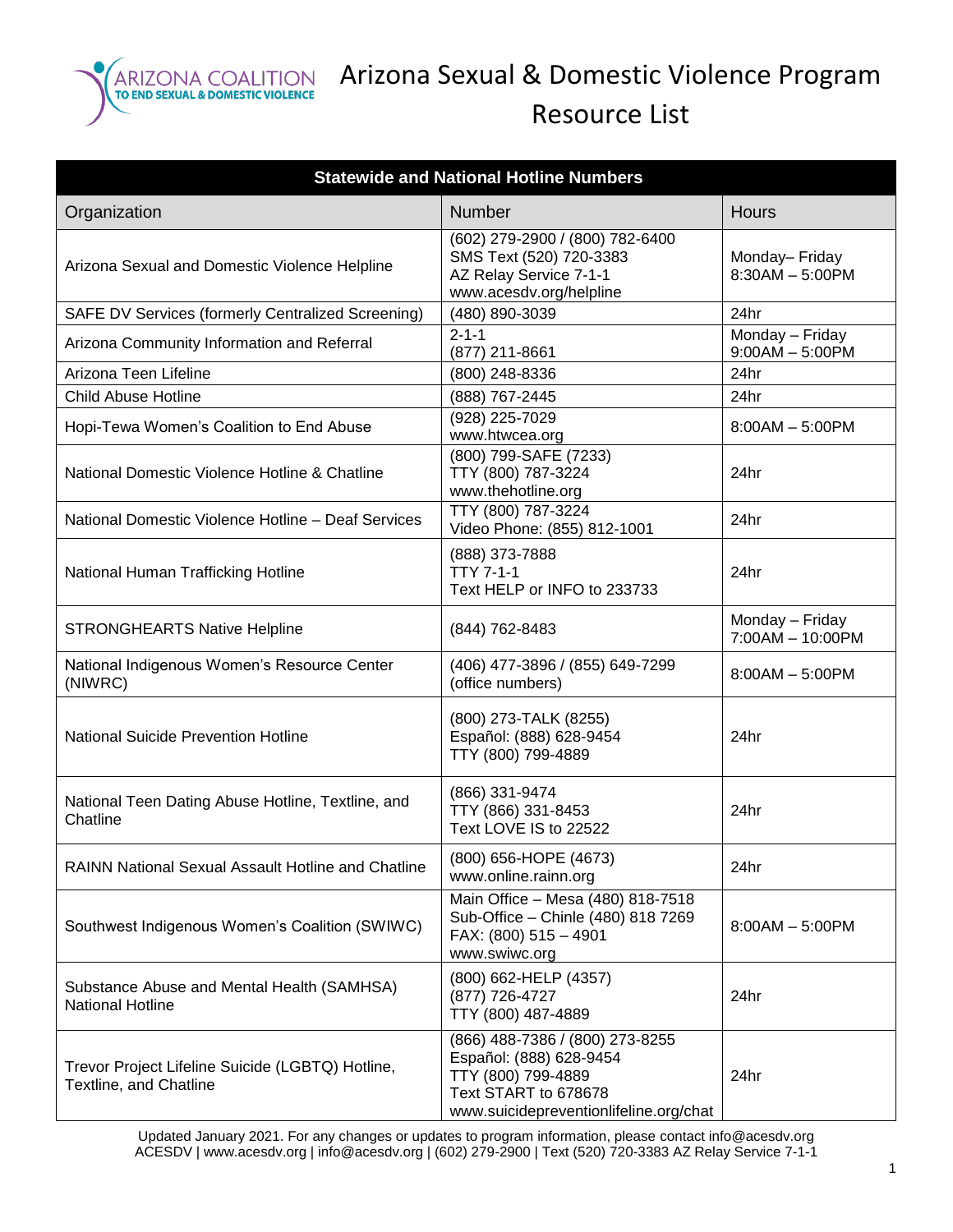# Arizona Sexual & Domestic Violence Program Resource List

| Statewide and National Hotline Numbers | | |
|---|---|---|
| Organization | Number | Hours |
| Arizona Sexual and Domestic Violence Helpline | (602) 279-2900 / (800) 782-6400<br>SMS Text (520) 720-3383<br>AZ Relay Service 7-1-1<br>www.acesdv.org/helpline | Monday– Friday<br>8:30AM – 5:00PM |
| SAFE DV Services (formerly Centralized Screening) | (480) 890-3039 | 24hr |
| Arizona Community Information and Referral | 2-1-1<br>(877) 211-8661 | Monday – Friday<br>9:00AM – 5:00PM |
| Arizona Teen Lifeline | (800) 248-8336 | 24hr |
| Child Abuse Hotline | (888) 767-2445 | 24hr |
| Hopi-Tewa Women's Coalition to End Abuse | (928) 225-7029<br>www.htwcea.org | 8:00AM – 5:00PM |
| National Domestic Violence Hotline & Chatline | (800) 799-SAFE (7233)<br>TTY (800) 787-3224<br>www.thehotline.org | 24hr |
| National Domestic Violence Hotline – Deaf Services | TTY (800) 787-3224<br>Video Phone: (855) 812-1001 | 24hr |
| National Human Trafficking Hotline | (888) 373-7888<br>TTY 7-1-1<br>Text HELP or INFO to 233733 | 24hr |
| STRONGHEARTS Native Helpline | (844) 762-8483 | Monday – Friday<br>7:00AM – 10:00PM |
| National Indigenous Women's Resource Center (NIWRC) | (406) 477-3896 / (855) 649-7299<br>(office numbers) | 8:00AM – 5:00PM |
| National Suicide Prevention Hotline | (800) 273-TALK (8255)<br>Español: (888) 628-9454<br>TTY (800) 799-4889 | 24hr |
| National Teen Dating Abuse Hotline, Textline, and Chatline | (866) 331-9474<br>TTY (866) 331-8453<br>Text LOVE IS to 22522 | 24hr |
| RAINN National Sexual Assault Hotline and Chatline | (800) 656-HOPE (4673)<br>www.online.rainn.org | 24hr |
| Southwest Indigenous Women's Coalition (SWIWC) | Main Office – Mesa (480) 818-7518<br>Sub-Office – Chinle (480) 818 7269<br>FAX: (800) 515 – 4901<br>www.swiwc.org | 8:00AM – 5:00PM |
| Substance Abuse and Mental Health (SAMHSA) National Hotline | (800) 662-HELP (4357)<br>(877) 726-4727<br>TTY (800) 487-4889 | 24hr |
| Trevor Project Lifeline Suicide (LGBTQ) Hotline, Textline, and Chatline | (866) 488-7386 / (800) 273-8255<br>Español: (888) 628-9454<br>TTY (800) 799-4889<br>Text START to 678678<br>www.suicidepreventionlifeline.org/chat | 24hr |

Updated January 2021. For any changes or updates to program information, please contact info@acesdv.org
ACESDV | www.acesdv.org | info@acesdv.org | (602) 279-2900 | Text (520) 720-3383 AZ Relay Service 7-1-1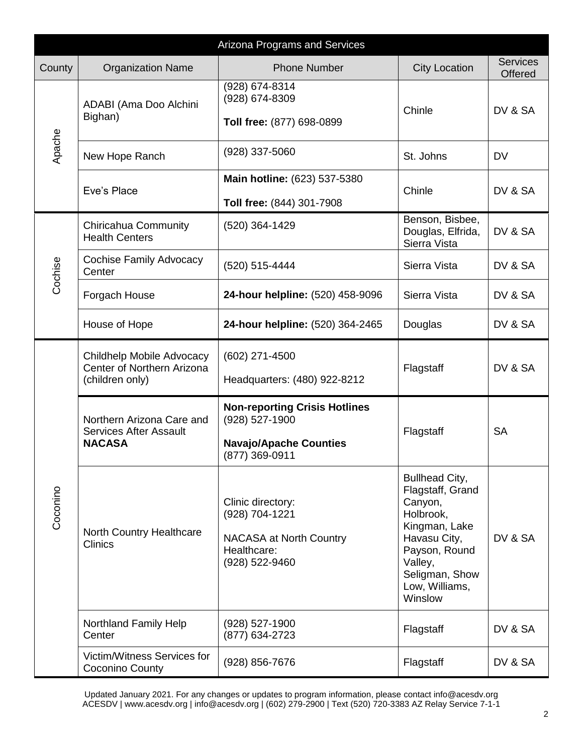| Arizona Programs and Services | | | | |
|---|---|---|---|---|
| County | Organization Name | Phone Number | City Location | Services Offered |
| Apache | ADABI (Ama Doo Alchini Bighan) | (928) 674-8314<br>(928) 674-8309<br>**Toll free:** (877) 698-0899 | Chinle | DV & SA |
| | New Hope Ranch | (928) 337-5060 | St. Johns | DV |
| | Eve's Place | **Main hotline:** (623) 537-5380<br>**Toll free:** (844) 301-7908 | Chinle | DV & SA |
| Cochise | Chiricahua Community Health Centers | (520) 364-1429 | Benson, Bisbee, Douglas, Elfrida, Sierra Vista | DV & SA |
| | Cochise Family Advocacy Center | (520) 515-4444 | Sierra Vista | DV & SA |
| | Forgach House | **24-hour helpline:** (520) 458-9096 | Sierra Vista | DV & SA |
| | House of Hope | **24-hour helpline:** (520) 364-2465 | Douglas | DV & SA |
| Coconino | Childhelp Mobile Advocacy Center of Northern Arizona (children only) | (602) 271-4500<br>Headquarters: (480) 922-8212 | Flagstaff | DV & SA |
| | Northern Arizona Care and Services After Assault **NACASA** | **Non-reporting Crisis Hotlines** (928) 527-1900<br>**Navajo/Apache Counties** (877) 369-0911 | Flagstaff | SA |
| | North Country Healthcare Clinics | Clinic directory: (928) 704-1221<br>NACASA at North Country Healthcare: (928) 522-9460 | Bullhead City, Flagstaff, Grand Canyon, Holbrook, Kingman, Lake Havasu City, Payson, Round Valley, Seligman, Show Low, Williams, Winslow | DV & SA |
| | Northland Family Help Center | (928) 527-1900<br>(877) 634-2723 | Flagstaff | DV & SA |
| | Victim/Witness Services for Coconino County | (928) 856-7676 | Flagstaff | DV & SA |

Updated January 2021. For any changes or updates to program information, please contact info@acesdv.org
ACESDV | www.acesdv.org | info@acesdv.org | (602) 279-2900 | Text (520) 720-3383 AZ Relay Service 7-1-1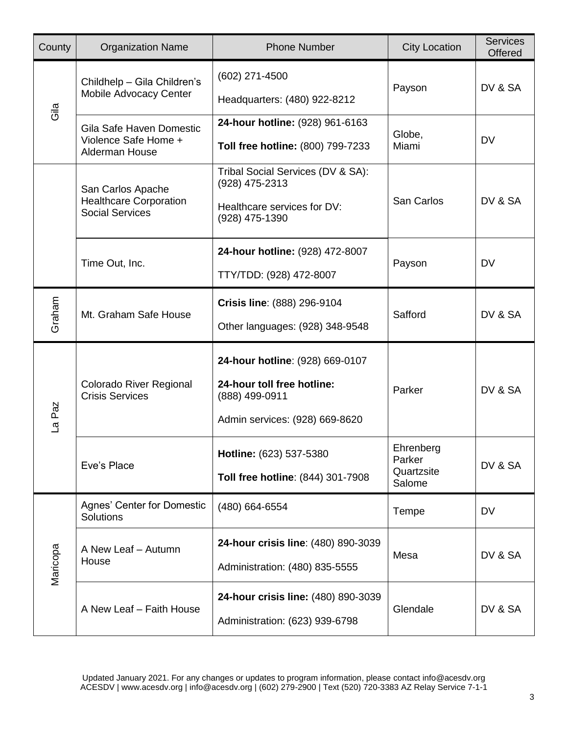| County | Organization Name | Phone Number | City Location | Services Offered |
|---|---|---|---|---|
| Gila | Childhelp – Gila Children's Mobile Advocacy Center | (602) 271-4500<br>Headquarters: (480) 922-8212 | Payson | DV & SA |
| | Gila Safe Haven Domestic Violence Safe Home + Alderman House | **24-hour hotline:** (928) 961-6163<br>**Toll free hotline:** (800) 799-7233 | Globe, Miami | DV |
| | San Carlos Apache Healthcare Corporation Social Services | Tribal Social Services (DV & SA): (928) 475-2313<br>Healthcare services for DV: (928) 475-1390 | San Carlos | DV & SA |
| | Time Out, Inc. | **24-hour hotline:** (928) 472-8007<br>TTY/TDD: (928) 472-8007 | Payson | DV |
| Graham | Mt. Graham Safe House | **Crisis line**: (888) 296-9104<br>Other languages: (928) 348-9548 | Safford | DV & SA |
| La Paz | Colorado River Regional Crisis Services | **24-hour hotline**: (928) 669-0107<br>**24-hour toll free hotline:** (888) 499-0911<br>Admin services: (928) 669-8620 | Parker | DV & SA |
| | Eve's Place | **Hotline:** (623) 537-5380<br>**Toll free hotline**: (844) 301-7908 | Ehrenberg<br>Parker<br>Quartzsite<br>Salome | DV & SA |
| Maricopa | Agnes' Center for Domestic Solutions | (480) 664-6554 | Tempe | DV |
| | A New Leaf – Autumn House | **24-hour crisis line**: (480) 890-3039<br>Administration: (480) 835-5555 | Mesa | DV & SA |
| | A New Leaf – Faith House | **24-hour crisis line:** (480) 890-3039<br>Administration: (623) 939-6798 | Glendale | DV & SA |

Updated January 2021. For any changes or updates to program information, please contact info@acesdv.org
ACESDV | www.acesdv.org | info@acesdv.org | (602) 279-2900 | Text (520) 720-3383 AZ Relay Service 7-1-1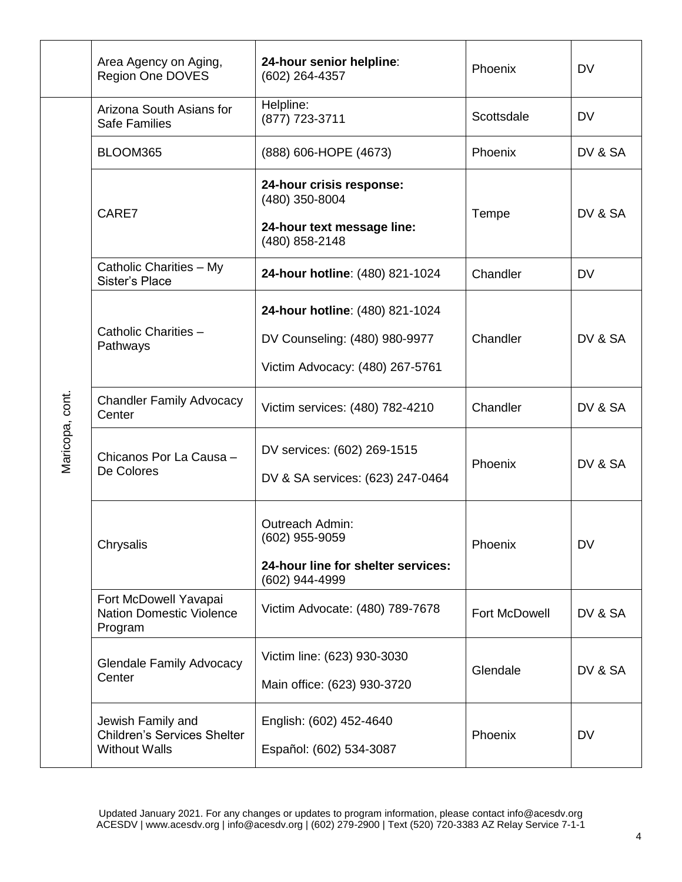| | | | | |
|---|---|---|---|---|
| | Area Agency on Aging, Region One DOVES | **24-hour senior helpline**: (602) 264-4357 | Phoenix | DV |
| Maricopa, cont. | Arizona South Asians for Safe Families | Helpline: (877) 723-3711 | Scottsdale | DV |
| | BLOOM365 | (888) 606-HOPE (4673) | Phoenix | DV & SA |
| | CARE7 | **24-hour crisis response:** (480) 350-8004<br>**24-hour text message line:** (480) 858-2148 | Tempe | DV & SA |
| | Catholic Charities – My Sister's Place | **24-hour hotline**: (480) 821-1024 | Chandler | DV |
| | Catholic Charities – Pathways | **24-hour hotline**: (480) 821-1024<br>DV Counseling: (480) 980-9977<br>Victim Advocacy: (480) 267-5761 | Chandler | DV & SA |
| | Chandler Family Advocacy Center | Victim services: (480) 782-4210 | Chandler | DV & SA |
| | Chicanos Por La Causa – De Colores | DV services: (602) 269-1515<br>DV & SA services: (623) 247-0464 | Phoenix | DV & SA |
| | Chrysalis | Outreach Admin: (602) 955-9059<br>**24-hour line for shelter services:** (602) 944-4999 | Phoenix | DV |
| | Fort McDowell Yavapai Nation Domestic Violence Program | Victim Advocate: (480) 789-7678 | Fort McDowell | DV & SA |
| | Glendale Family Advocacy Center | Victim line: (623) 930-3030<br>Main office: (623) 930-3720 | Glendale | DV & SA |
| | Jewish Family and Children's Services Shelter Without Walls | English: (602) 452-4640<br>Español: (602) 534-3087 | Phoenix | DV |

Updated January 2021. For any changes or updates to program information, please contact info@acesdv.org
ACESDV | www.acesdv.org | info@acesdv.org | (602) 279-2900 | Text (520) 720-3383 AZ Relay Service 7-1-1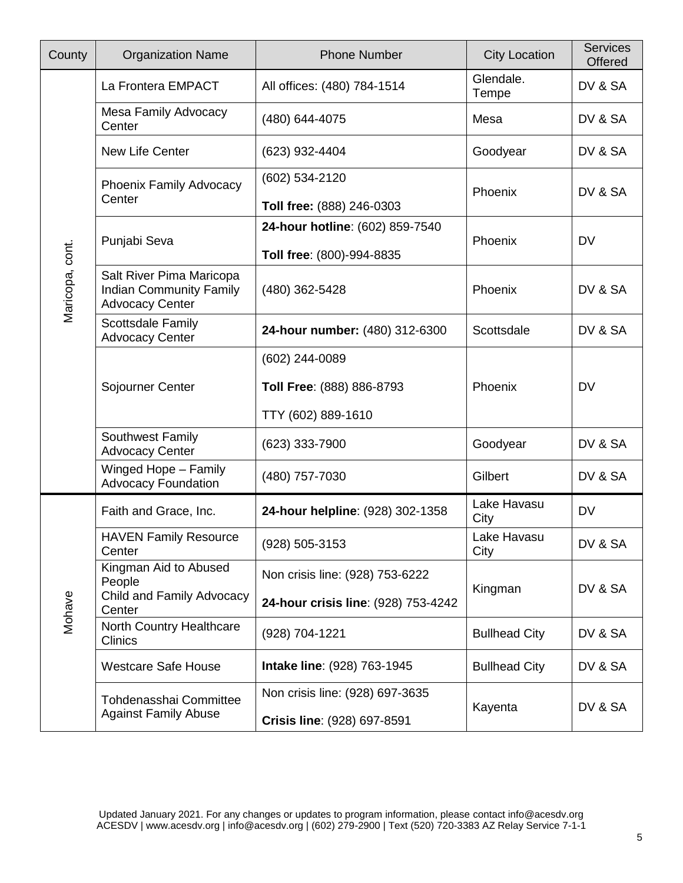| County | Organization Name | Phone Number | City Location | Services Offered |
|---|---|---|---|---|
| Maricopa, cont. | La Frontera EMPACT | All offices: (480) 784-1514 | Glendale. Tempe | DV & SA |
| | Mesa Family Advocacy Center | (480) 644-4075 | Mesa | DV & SA |
| | New Life Center | (623) 932-4404 | Goodyear | DV & SA |
| | Phoenix Family Advocacy Center | (602) 534-2120<br>**Toll free:** (888) 246-0303 | Phoenix | DV & SA |
| | Punjabi Seva | **24-hour hotline**: (602) 859-7540<br>**Toll free**: (800)-994-8835 | Phoenix | DV |
| | Salt River Pima Maricopa Indian Community Family Advocacy Center | (480) 362-5428 | Phoenix | DV & SA |
| | Scottsdale Family Advocacy Center | **24-hour number:** (480) 312-6300 | Scottsdale | DV & SA |
| | Sojourner Center | (602) 244-0089<br>**Toll Free**: (888) 886-8793<br>TTY (602) 889-1610 | Phoenix | DV |
| | Southwest Family Advocacy Center | (623) 333-7900 | Goodyear | DV & SA |
| | Winged Hope – Family Advocacy Foundation | (480) 757-7030 | Gilbert | DV & SA |
| Mohave | Faith and Grace, Inc. | **24-hour helpline**: (928) 302-1358 | Lake Havasu City | DV |
| | HAVEN Family Resource Center | (928) 505-3153 | Lake Havasu City | DV & SA |
| | Kingman Aid to Abused People<br>Child and Family Advocacy Center | Non crisis line: (928) 753-6222<br>**24-hour crisis line**: (928) 753-4242 | Kingman | DV & SA |
| | North Country Healthcare Clinics | (928) 704-1221 | Bullhead City | DV & SA |
| | Westcare Safe House | **Intake line**: (928) 763-1945 | Bullhead City | DV & SA |
| | Tohdenasshai Committee Against Family Abuse | Non crisis line: (928) 697-3635<br>**Crisis line**: (928) 697-8591 | Kayenta | DV & SA |

Updated January 2021. For any changes or updates to program information, please contact info@acesdv.org
ACESDV | www.acesdv.org | info@acesdv.org | (602) 279-2900 | Text (520) 720-3383 AZ Relay Service 7-1-1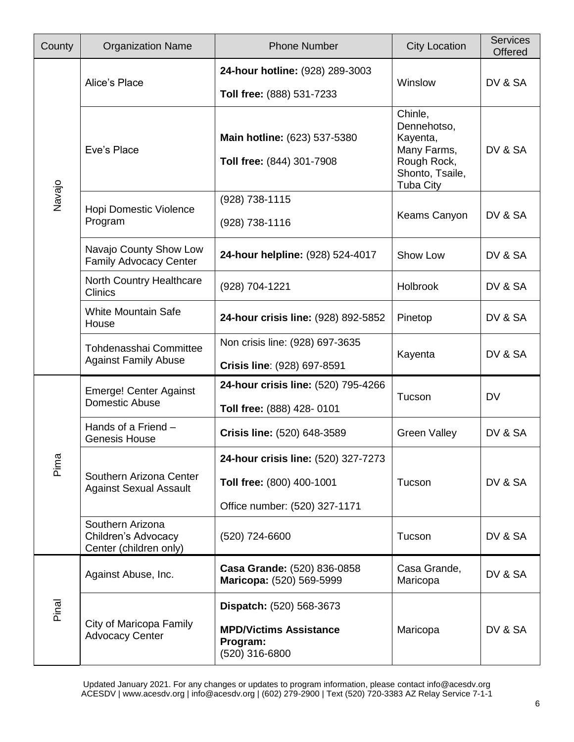| County | Organization Name | Phone Number | City Location | Services Offered |
|---|---|---|---|---|
| Navajo | Alice's Place | **24-hour hotline:** (928) 289-3003<br>**Toll free:** (888) 531-7233 | Winslow | DV & SA |
| | Eve's Place | **Main hotline:** (623) 537-5380<br>**Toll free:** (844) 301-7908 | Chinle, Dennehotso, Kayenta, Many Farms, Rough Rock, Shonto, Tsaile, Tuba City | DV & SA |
| | Hopi Domestic Violence Program | (928) 738-1115<br>(928) 738-1116 | Keams Canyon | DV & SA |
| | Navajo County Show Low Family Advocacy Center | **24-hour helpline:** (928) 524-4017 | Show Low | DV & SA |
| | North Country Healthcare Clinics | (928) 704-1221 | Holbrook | DV & SA |
| | White Mountain Safe House | **24-hour crisis line:** (928) 892-5852 | Pinetop | DV & SA |
| | Tohdenasshai Committee Against Family Abuse | Non crisis line: (928) 697-3635<br>**Crisis line**: (928) 697-8591 | Kayenta | DV & SA |
| Pima | Emerge! Center Against Domestic Abuse | **24-hour crisis line:** (520) 795-4266<br>**Toll free:** (888) 428- 0101 | Tucson | DV |
| | Hands of a Friend – Genesis House | **Crisis line:** (520) 648-3589 | Green Valley | DV & SA |
| | Southern Arizona Center Against Sexual Assault | **24-hour crisis line:** (520) 327-7273<br>**Toll free:** (800) 400-1001<br>Office number: (520) 327-1171 | Tucson | DV & SA |
| | Southern Arizona Children's Advocacy Center (children only) | (520) 724-6600 | Tucson | DV & SA |
| Pinal | Against Abuse, Inc. | **Casa Grande:** (520) 836-0858<br>**Maricopa:** (520) 569-5999 | Casa Grande, Maricopa | DV & SA |
| | City of Maricopa Family Advocacy Center | **Dispatch:** (520) 568-3673<br>**MPD/Victims Assistance Program:** (520) 316-6800 | Maricopa | DV & SA |

Updated January 2021. For any changes or updates to program information, please contact info@acesdv.org
ACESDV | www.acesdv.org | info@acesdv.org | (602) 279-2900 | Text (520) 720-3383 AZ Relay Service 7-1-1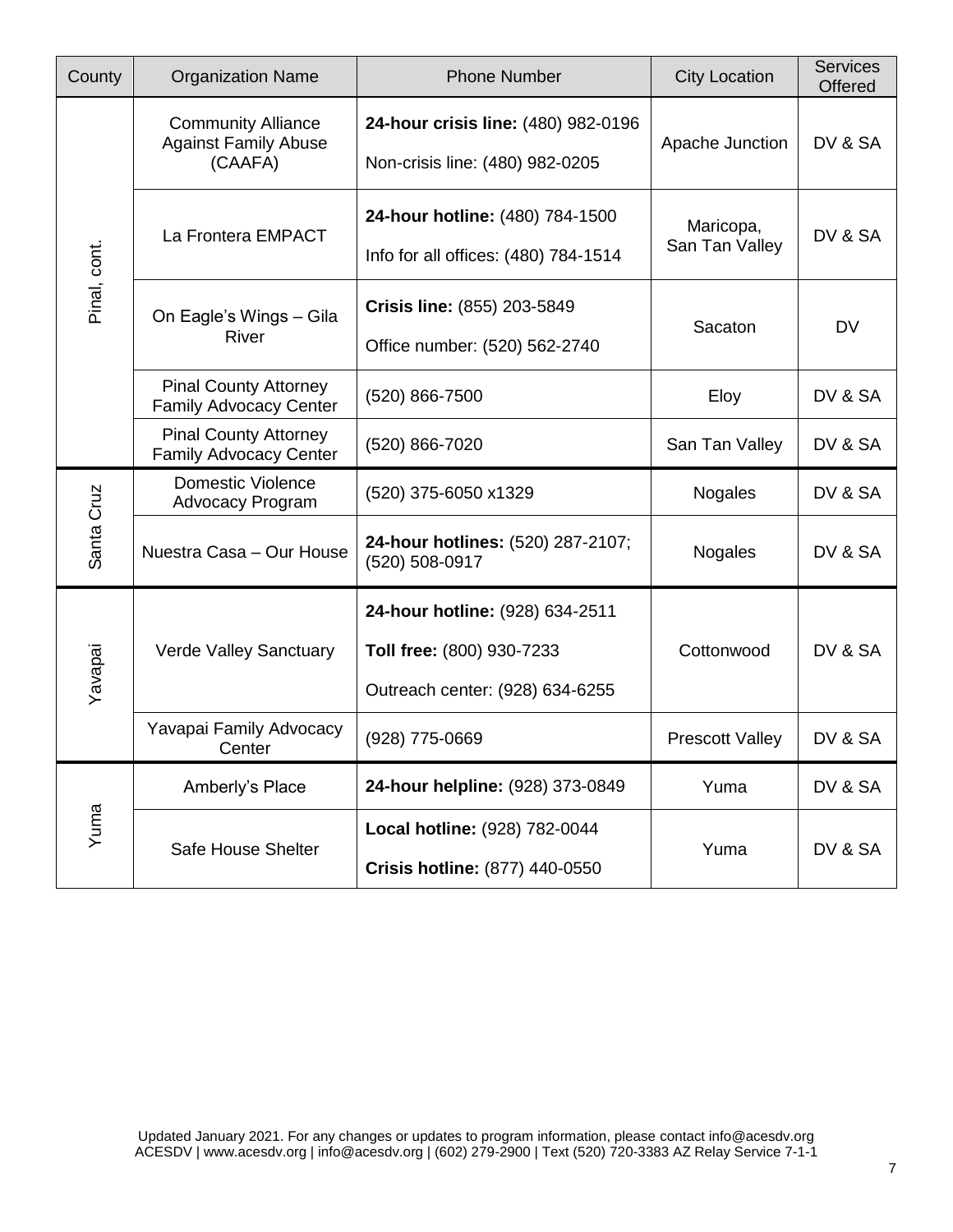| County | Organization Name | Phone Number | City Location | Services Offered |
|---|---|---|---|---|
| Pinal, cont. | Community Alliance Against Family Abuse (CAAFA) | **24-hour crisis line:** (480) 982-0196<br>Non-crisis line: (480) 982-0205 | Apache Junction | DV & SA |
| | La Frontera EMPACT | **24-hour hotline:** (480) 784-1500<br>Info for all offices: (480) 784-1514 | Maricopa, San Tan Valley | DV & SA |
| | On Eagle's Wings – Gila River | **Crisis line:** (855) 203-5849<br>Office number: (520) 562-2740 | Sacaton | DV |
| | Pinal County Attorney Family Advocacy Center | (520) 866-7500 | Eloy | DV & SA |
| | Pinal County Attorney Family Advocacy Center | (520) 866-7020 | San Tan Valley | DV & SA |
| Santa Cruz | Domestic Violence Advocacy Program | (520) 375-6050 x1329 | Nogales | DV & SA |
| | Nuestra Casa – Our House | **24-hour hotlines:** (520) 287-2107; (520) 508-0917 | Nogales | DV & SA |
| Yavapai | Verde Valley Sanctuary | **24-hour hotline:** (928) 634-2511<br>**Toll free:** (800) 930-7233<br>Outreach center: (928) 634-6255 | Cottonwood | DV & SA |
| | Yavapai Family Advocacy Center | (928) 775-0669 | Prescott Valley | DV & SA |
| Yuma | Amberly's Place | **24-hour helpline:** (928) 373-0849 | Yuma | DV & SA |
| | Safe House Shelter | **Local hotline:** (928) 782-0044<br>**Crisis hotline:** (877) 440-0550 | Yuma | DV & SA |

Updated January 2021. For any changes or updates to program information, please contact info@acesdv.org
ACESDV | www.acesdv.org | info@acesdv.org | (602) 279-2900 | Text (520) 720-3383 AZ Relay Service 7-1-1